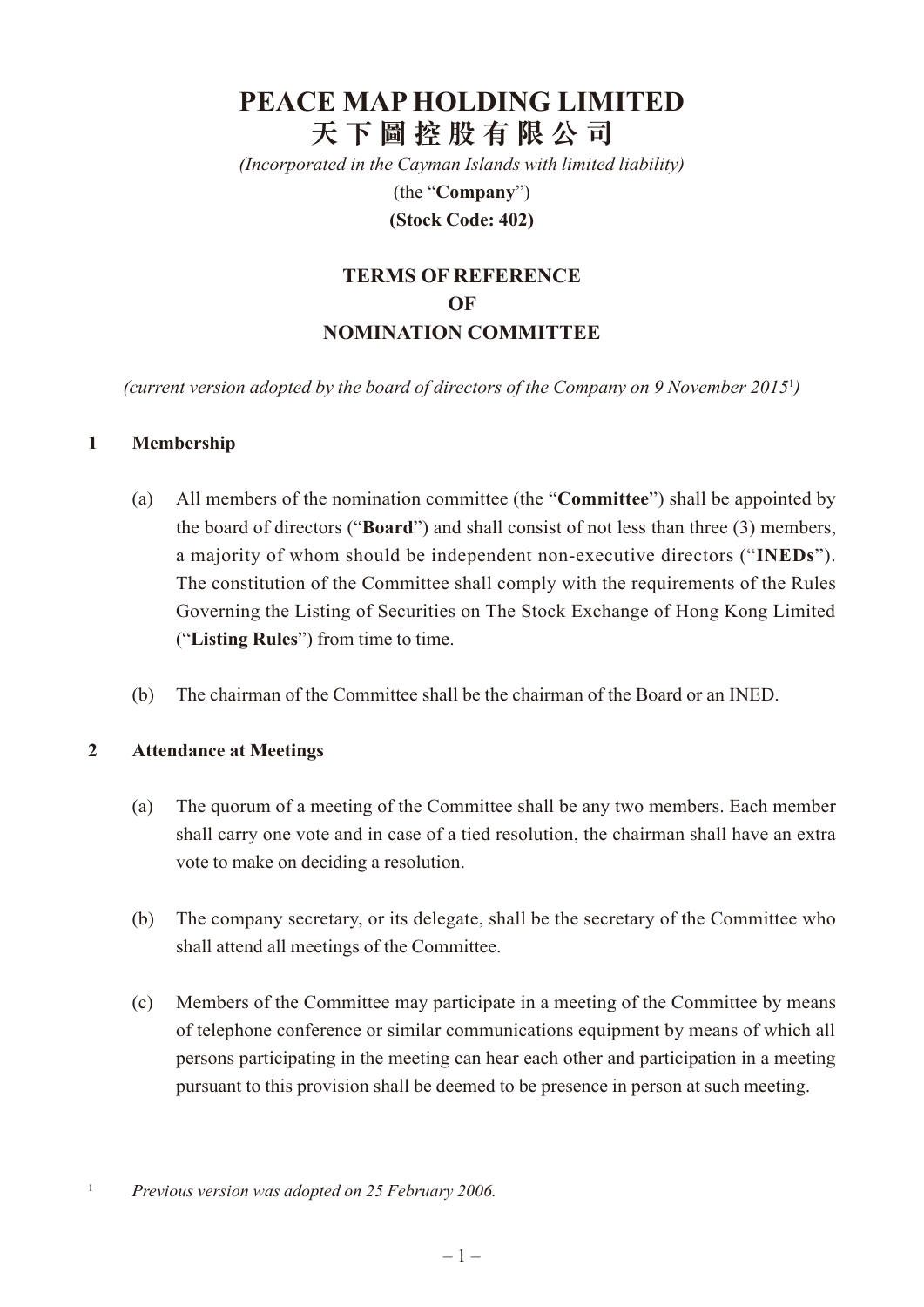# PEACE MAP HOLDING LIMITED
# 天下圖控股有限公司

*(Incorporated in the Cayman Islands with limited liability)*

(the "**Company**")

**(Stock Code: 402)**

## TERMS OF REFERENCE
## OF
## NOMINATION COMMITTEE

*(current version adopted by the board of directors of the Company on 9 November 2015[1])*

### 1 Membership

(a) All members of the nomination committee (the "**Committee**") shall be appointed by the board of directors ("**Board**") and shall consist of not less than three (3) members, a majority of whom should be independent non-executive directors ("**INEDs**"). The constitution of the Committee shall comply with the requirements of the Rules Governing the Listing of Securities on The Stock Exchange of Hong Kong Limited ("**Listing Rules**") from time to time.

(b) The chairman of the Committee shall be the chairman of the Board or an INED.

### 2 Attendance at Meetings

(a) The quorum of a meeting of the Committee shall be any two members. Each member shall carry one vote and in case of a tied resolution, the chairman shall have an extra vote to make on deciding a resolution.

(b) The company secretary, or its delegate, shall be the secretary of the Committee who shall attend all meetings of the Committee.

(c) Members of the Committee may participate in a meeting of the Committee by means of telephone conference or similar communications equipment by means of which all persons participating in the meeting can hear each other and participation in a meeting pursuant to this provision shall be deemed to be presence in person at such meeting.

[1] *Previous version was adopted on 25 February 2006.*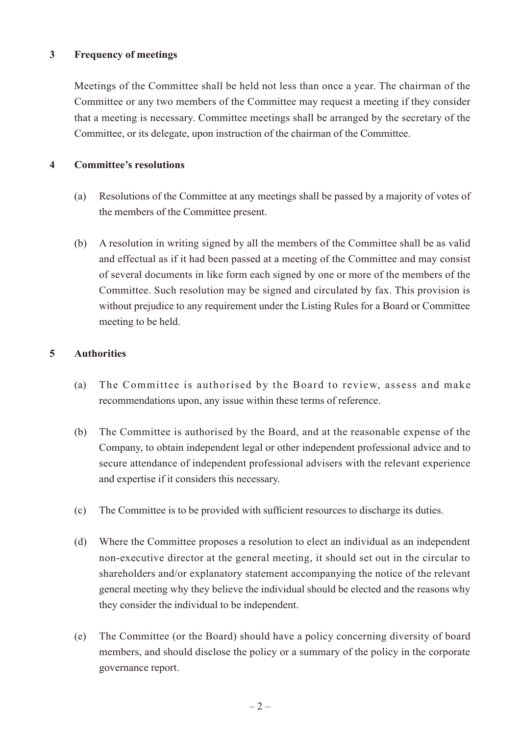## 3 Frequency of meetings

Meetings of the Committee shall be held not less than once a year. The chairman of the Committee or any two members of the Committee may request a meeting if they consider that a meeting is necessary. Committee meetings shall be arranged by the secretary of the Committee, or its delegate, upon instruction of the chairman of the Committee.

## 4 Committee's resolutions

(a) Resolutions of the Committee at any meetings shall be passed by a majority of votes of the members of the Committee present.

(b) A resolution in writing signed by all the members of the Committee shall be as valid and effectual as if it had been passed at a meeting of the Committee and may consist of several documents in like form each signed by one or more of the members of the Committee. Such resolution may be signed and circulated by fax. This provision is without prejudice to any requirement under the Listing Rules for a Board or Committee meeting to be held.

## 5 Authorities

(a) The Committee is authorised by the Board to review, assess and make recommendations upon, any issue within these terms of reference.

(b) The Committee is authorised by the Board, and at the reasonable expense of the Company, to obtain independent legal or other independent professional advice and to secure attendance of independent professional advisers with the relevant experience and expertise if it considers this necessary.

(c) The Committee is to be provided with sufficient resources to discharge its duties.

(d) Where the Committee proposes a resolution to elect an individual as an independent non-executive director at the general meeting, it should set out in the circular to shareholders and/or explanatory statement accompanying the notice of the relevant general meeting why they believe the individual should be elected and the reasons why they consider the individual to be independent.

(e) The Committee (or the Board) should have a policy concerning diversity of board members, and should disclose the policy or a summary of the policy in the corporate governance report.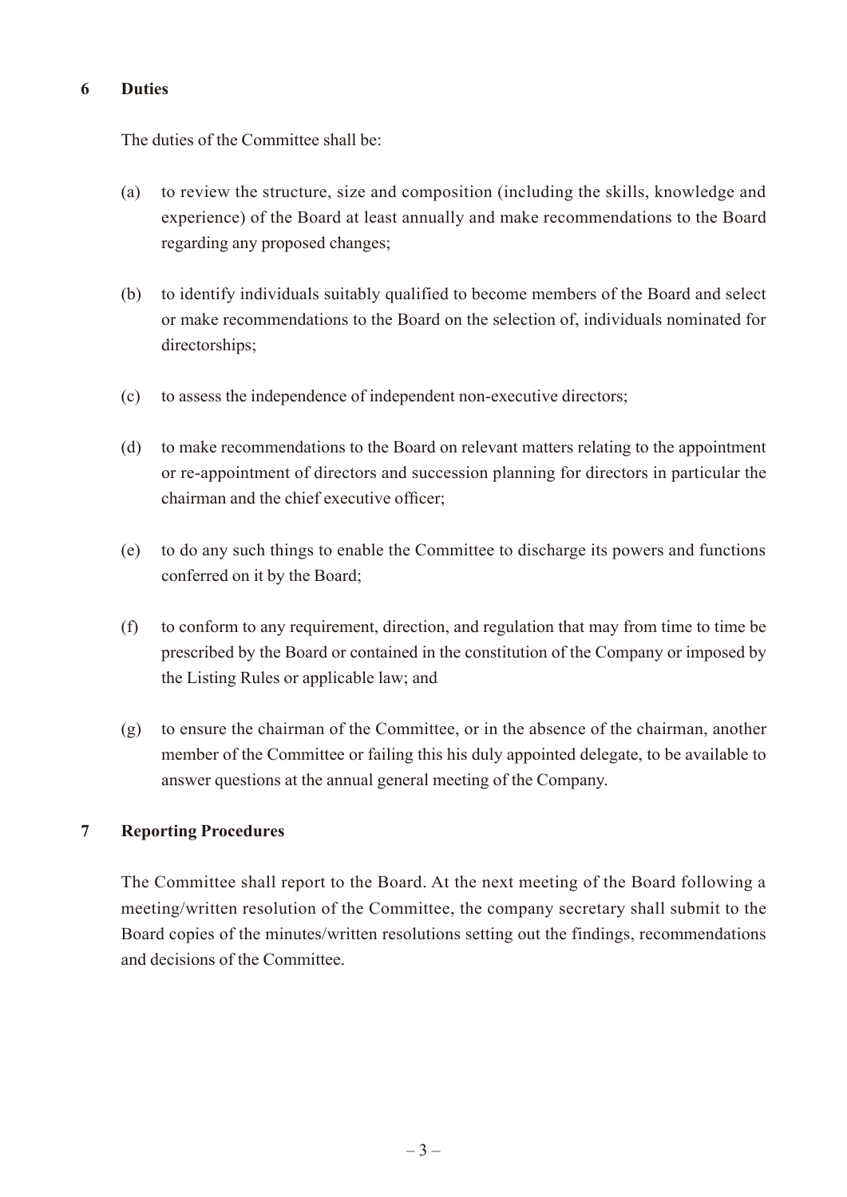## 6 Duties

The duties of the Committee shall be:

(a) to review the structure, size and composition (including the skills, knowledge and experience) of the Board at least annually and make recommendations to the Board regarding any proposed changes;

(b) to identify individuals suitably qualified to become members of the Board and select or make recommendations to the Board on the selection of, individuals nominated for directorships;

(c) to assess the independence of independent non-executive directors;

(d) to make recommendations to the Board on relevant matters relating to the appointment or re-appointment of directors and succession planning for directors in particular the chairman and the chief executive officer;

(e) to do any such things to enable the Committee to discharge its powers and functions conferred on it by the Board;

(f) to conform to any requirement, direction, and regulation that may from time to time be prescribed by the Board or contained in the constitution of the Company or imposed by the Listing Rules or applicable law; and

(g) to ensure the chairman of the Committee, or in the absence of the chairman, another member of the Committee or failing this his duly appointed delegate, to be available to answer questions at the annual general meeting of the Company.

## 7 Reporting Procedures

The Committee shall report to the Board. At the next meeting of the Board following a meeting/written resolution of the Committee, the company secretary shall submit to the Board copies of the minutes/written resolutions setting out the findings, recommendations and decisions of the Committee.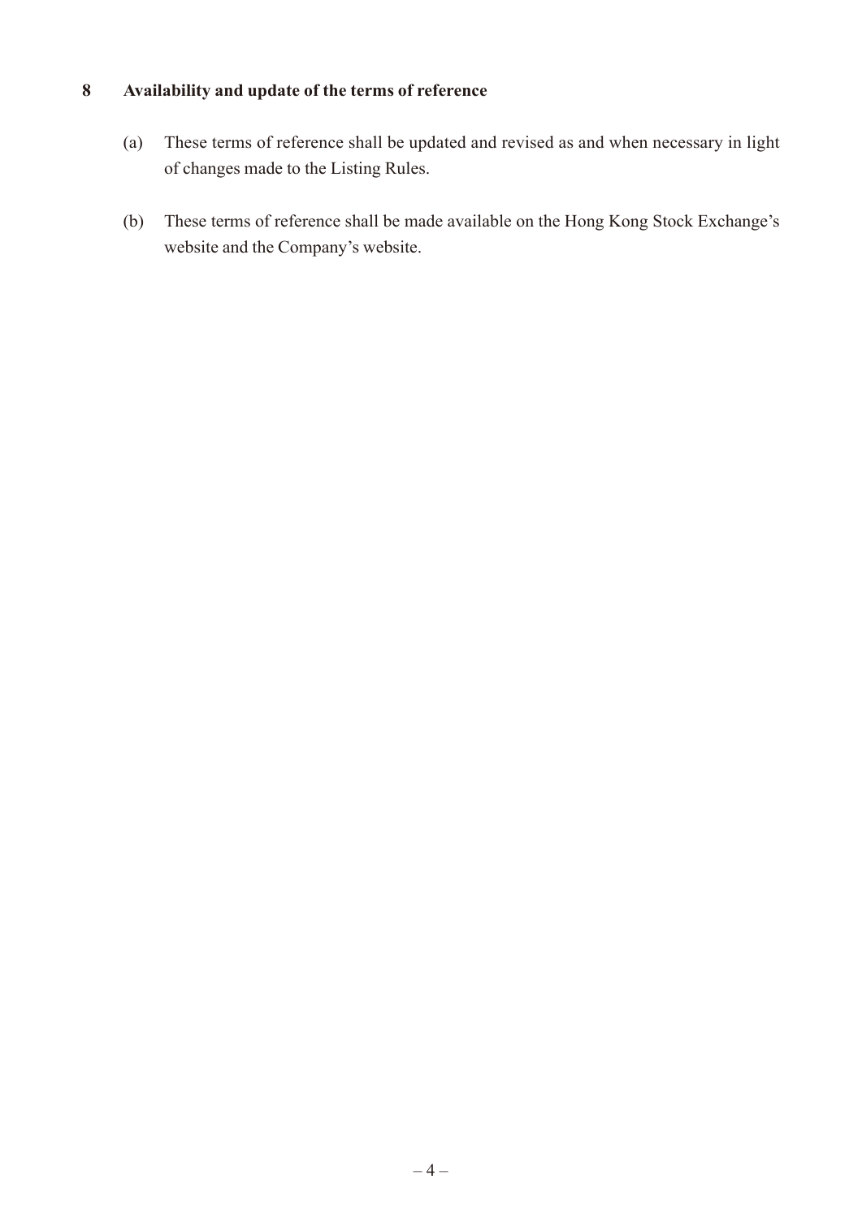## 8 Availability and update of the terms of reference

(a) These terms of reference shall be updated and revised as and when necessary in light of changes made to the Listing Rules.

(b) These terms of reference shall be made available on the Hong Kong Stock Exchange's website and the Company's website.